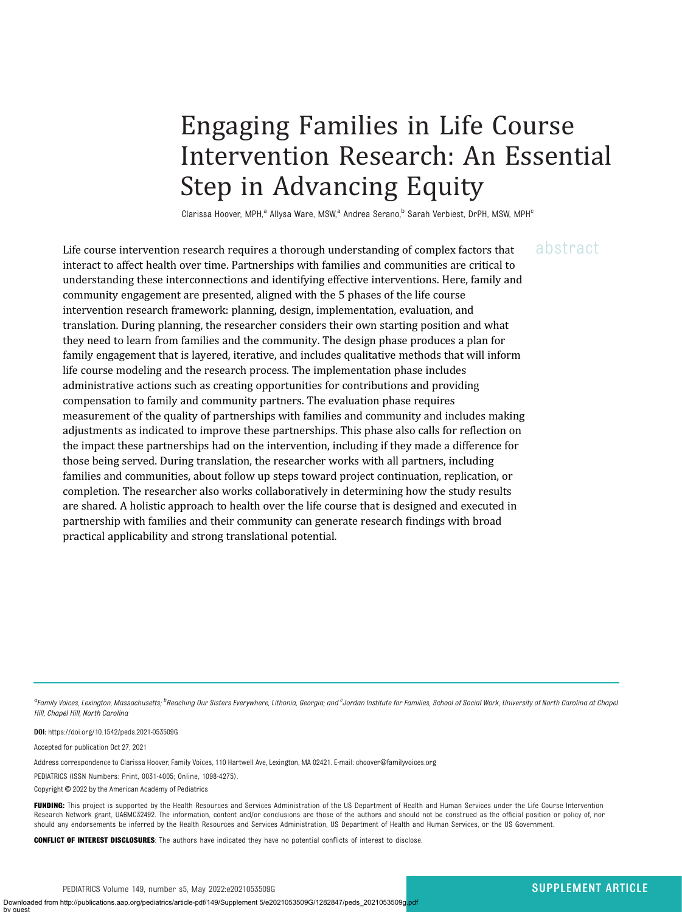# Engaging Families in Life Course Intervention Research: An Essential Step in Advancing Equity

Clarissa Hoover, MPH,[a] Allysa Ware, MSW,[a] Andrea Serano,[b] Sarah Verbiest, DrPH, MSW, MPH[c]

## abstract

Life course intervention research requires a thorough understanding of complex factors that interact to affect health over time. Partnerships with families and communities are critical to understanding these interconnections and identifying effective interventions. Here, family and community engagement are presented, aligned with the 5 phases of the life course intervention research framework: planning, design, implementation, evaluation, and translation. During planning, the researcher considers their own starting position and what they need to learn from families and the community. The design phase produces a plan for family engagement that is layered, iterative, and includes qualitative methods that will inform life course modeling and the research process. The implementation phase includes administrative actions such as creating opportunities for contributions and providing compensation to family and community partners. The evaluation phase requires measurement of the quality of partnerships with families and community and includes making adjustments as indicated to improve these partnerships. This phase also calls for reflection on the impact these partnerships had on the intervention, including if they made a difference for those being served. During translation, the researcher works with all partners, including families and communities, about follow up steps toward project continuation, replication, or completion. The researcher also works collaboratively in determining how the study results are shared. A holistic approach to health over the life course that is designed and executed in partnership with families and their community can generate research findings with broad practical applicability and strong translational potential.

---

*[a]Family Voices, Lexington, Massachusetts; [b]Reaching Our Sisters Everywhere, Lithonia, Georgia; and [c]Jordan Institute for Families, School of Social Work, University of North Carolina at Chapel Hill, Chapel Hill, North Carolina*

**DOI:** https://doi.org/10.1542/peds.2021-053509G

Accepted for publication Oct 27, 2021

Address correspondence to Clarissa Hoover, Family Voices, 110 Hartwell Ave, Lexington, MA 02421. E-mail: choover@familyvoices.org

PEDIATRICS (ISSN Numbers: Print, 0031-4005; Online, 1098-4275).

Copyright © 2022 by the American Academy of Pediatrics

**FUNDING:** This project is supported by the Health Resources and Services Administration of the US Department of Health and Human Services under the Life Course Intervention Research Network grant, UA6MC32492. The information, content and/or conclusions are those of the authors and should not be construed as the official position or policy of, nor should any endorsements be inferred by the Health Resources and Services Administration, US Department of Health and Human Services, or the US Government.

**CONFLICT OF INTEREST DISCLOSURES**: The authors have indicated they have no potential conflicts of interest to disclose.

SUPPLEMENT ARTICLE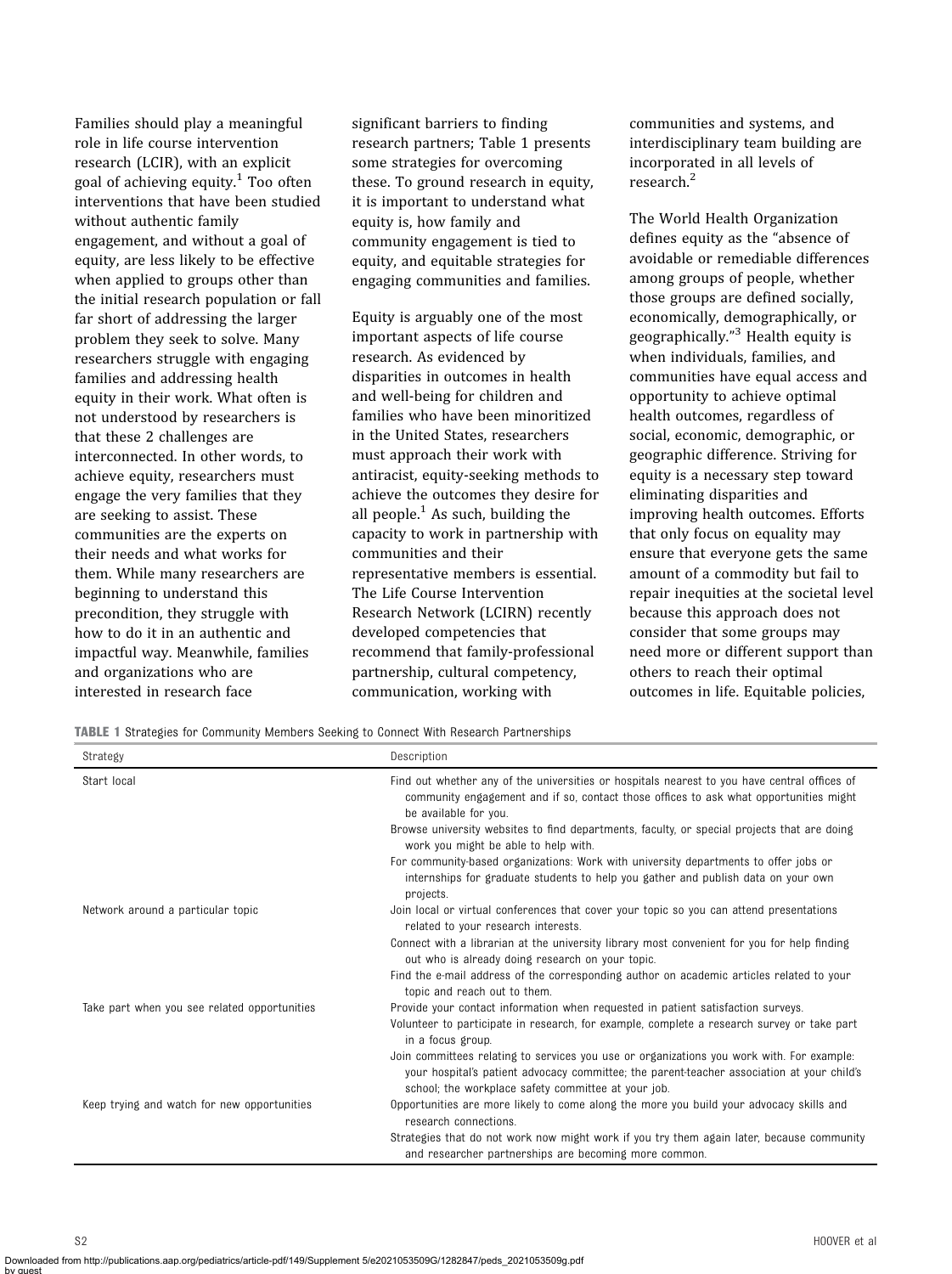Families should play a meaningful role in life course intervention research (LCIR), with an explicit goal of achieving equity.[1] Too often interventions that have been studied without authentic family engagement, and without a goal of equity, are less likely to be effective when applied to groups other than the initial research population or fall far short of addressing the larger problem they seek to solve. Many researchers struggle with engaging families and addressing health equity in their work. What often is not understood by researchers is that these 2 challenges are interconnected. In other words, to achieve equity, researchers must engage the very families that they are seeking to assist. These communities are the experts on their needs and what works for them. While many researchers are beginning to understand this precondition, they struggle with how to do it in an authentic and impactful way. Meanwhile, families and organizations who are interested in research face significant barriers to finding research partners; Table 1 presents some strategies for overcoming these. To ground research in equity, it is important to understand what equity is, how family and community engagement is tied to equity, and equitable strategies for engaging communities and families.

Equity is arguably one of the most important aspects of life course research. As evidenced by disparities in outcomes in health and well-being for children and families who have been minoritized in the United States, researchers must approach their work with antiracist, equity-seeking methods to achieve the outcomes they desire for all people.[1] As such, building the capacity to work in partnership with communities and their representative members is essential. The Life Course Intervention Research Network (LCIRN) recently developed competencies that recommend that family-professional partnership, cultural competency, communication, working with communities and systems, and interdisciplinary team building are incorporated in all levels of research.[2]

The World Health Organization defines equity as the "absence of avoidable or remediable differences among groups of people, whether those groups are defined socially, economically, demographically, or geographically."[3] Health equity is when individuals, families, and communities have equal access and opportunity to achieve optimal health outcomes, regardless of social, economic, demographic, or geographic difference. Striving for equity is a necessary step toward eliminating disparities and improving health outcomes. Efforts that only focus on equality may ensure that everyone gets the same amount of a commodity but fail to repair inequities at the societal level because this approach does not consider that some groups may need more or different support than others to reach their optimal outcomes in life. Equitable policies,

**TABLE 1** Strategies for Community Members Seeking to Connect With Research Partnerships

| Strategy | Description |
|---|---|
| Start local | Find out whether any of the universities or hospitals nearest to you have central offices of community engagement and if so, contact those offices to ask what opportunities might be available for you. |
| | Browse university websites to find departments, faculty, or special projects that are doing work you might be able to help with. |
| | For community-based organizations: Work with university departments to offer jobs or internships for graduate students to help you gather and publish data on your own projects. |
| Network around a particular topic | Join local or virtual conferences that cover your topic so you can attend presentations related to your research interests. |
| | Connect with a librarian at the university library most convenient for you for help finding out who is already doing research on your topic. |
| | Find the e-mail address of the corresponding author on academic articles related to your topic and reach out to them. |
| Take part when you see related opportunities | Provide your contact information when requested in patient satisfaction surveys. |
| | Volunteer to participate in research, for example, complete a research survey or take part in a focus group. |
| | Join committees relating to services you use or organizations you work with. For example: your hospital's patient advocacy committee; the parent-teacher association at your child's school; the workplace safety committee at your job. |
| Keep trying and watch for new opportunities | Opportunities are more likely to come along the more you build your advocacy skills and research connections. |
| | Strategies that do not work now might work if you try them again later, because community and researcher partnerships are becoming more common. |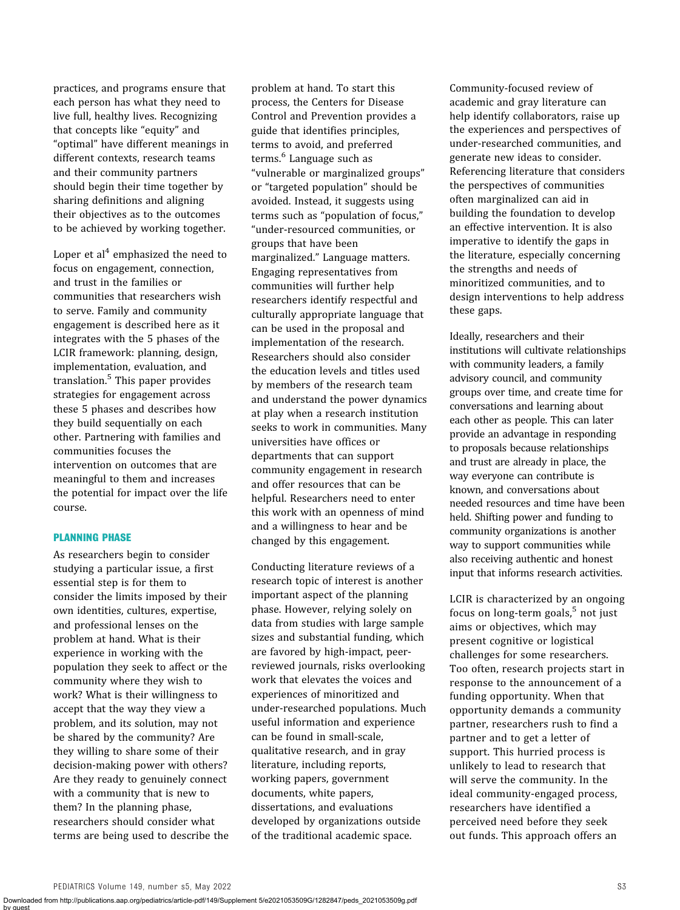practices, and programs ensure that each person has what they need to live full, healthy lives. Recognizing that concepts like "equity" and "optimal" have different meanings in different contexts, research teams and their community partners should begin their time together by sharing definitions and aligning their objectives as to the outcomes to be achieved by working together.

Loper et al[4] emphasized the need to focus on engagement, connection, and trust in the families or communities that researchers wish to serve. Family and community engagement is described here as it integrates with the 5 phases of the LCIR framework: planning, design, implementation, evaluation, and translation.[5] This paper provides strategies for engagement across these 5 phases and describes how they build sequentially on each other. Partnering with families and communities focuses the intervention on outcomes that are meaningful to them and increases the potential for impact over the life course.

## PLANNING PHASE

As researchers begin to consider studying a particular issue, a first essential step is for them to consider the limits imposed by their own identities, cultures, expertise, and professional lenses on the problem at hand. What is their experience in working with the population they seek to affect or the community where they wish to work? What is their willingness to accept that the way they view a problem, and its solution, may not be shared by the community? Are they willing to share some of their decision-making power with others? Are they ready to genuinely connect with a community that is new to them? In the planning phase, researchers should consider what terms are being used to describe the problem at hand. To start this process, the Centers for Disease Control and Prevention provides a guide that identifies principles, terms to avoid, and preferred terms.[6] Language such as "vulnerable or marginalized groups" or "targeted population" should be avoided. Instead, it suggests using terms such as "population of focus," "under-resourced communities, or groups that have been marginalized." Language matters. Engaging representatives from communities will further help researchers identify respectful and culturally appropriate language that can be used in the proposal and implementation of the research. Researchers should also consider the education levels and titles used by members of the research team and understand the power dynamics at play when a research institution seeks to work in communities. Many universities have offices or departments that can support community engagement in research and offer resources that can be helpful. Researchers need to enter this work with an openness of mind and a willingness to hear and be changed by this engagement.

Conducting literature reviews of a research topic of interest is another important aspect of the planning phase. However, relying solely on data from studies with large sample sizes and substantial funding, which are favored by high-impact, peer-reviewed journals, risks overlooking work that elevates the voices and experiences of minoritized and under-researched populations. Much useful information and experience can be found in small-scale, qualitative research, and in gray literature, including reports, working papers, government documents, white papers, dissertations, and evaluations developed by organizations outside of the traditional academic space.

Community-focused review of academic and gray literature can help identify collaborators, raise up the experiences and perspectives of under-researched communities, and generate new ideas to consider. Referencing literature that considers the perspectives of communities often marginalized can aid in building the foundation to develop an effective intervention. It is also imperative to identify the gaps in the literature, especially concerning the strengths and needs of minoritized communities, and to design interventions to help address these gaps.

Ideally, researchers and their institutions will cultivate relationships with community leaders, a family advisory council, and community groups over time, and create time for conversations and learning about each other as people. This can later provide an advantage in responding to proposals because relationships and trust are already in place, the way everyone can contribute is known, and conversations about needed resources and time have been held. Shifting power and funding to community organizations is another way to support communities while also receiving authentic and honest input that informs research activities.

LCIR is characterized by an ongoing focus on long-term goals,[5] not just aims or objectives, which may present cognitive or logistical challenges for some researchers. Too often, research projects start in response to the announcement of a funding opportunity. When that opportunity demands a community partner, researchers rush to find a partner and to get a letter of support. This hurried process is unlikely to lead to research that will serve the community. In the ideal community-engaged process, researchers have identified a perceived need before they seek out funds. This approach offers an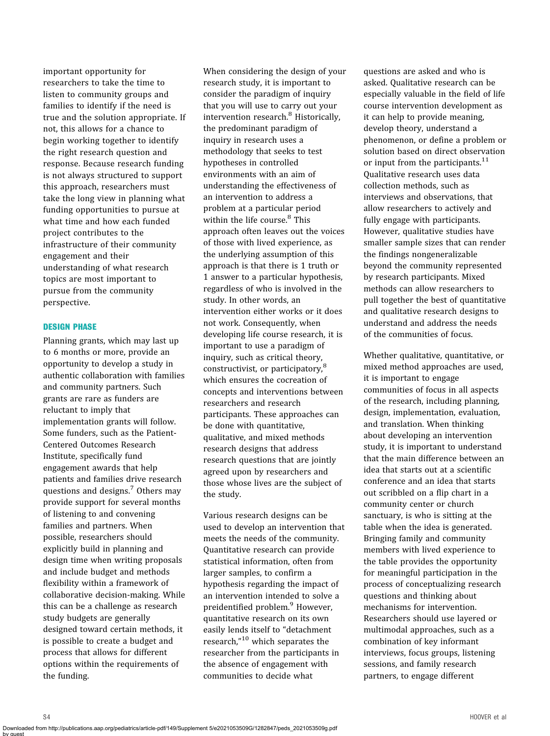important opportunity for researchers to take the time to listen to community groups and families to identify if the need is true and the solution appropriate. If not, this allows for a chance to begin working together to identify the right research question and response. Because research funding is not always structured to support this approach, researchers must take the long view in planning what funding opportunities to pursue at what time and how each funded project contributes to the infrastructure of their community engagement and their understanding of what research topics are most important to pursue from the community perspective.

## DESIGN PHASE

Planning grants, which may last up to 6 months or more, provide an opportunity to develop a study in authentic collaboration with families and community partners. Such grants are rare as funders are reluctant to imply that implementation grants will follow. Some funders, such as the Patient-Centered Outcomes Research Institute, specifically fund engagement awards that help patients and families drive research questions and designs.[7] Others may provide support for several months of listening to and convening families and partners. When possible, researchers should explicitly build in planning and design time when writing proposals and include budget and methods flexibility within a framework of collaborative decision-making. While this can be a challenge as research study budgets are generally designed toward certain methods, it is possible to create a budget and process that allows for different options within the requirements of the funding.

When considering the design of your research study, it is important to consider the paradigm of inquiry that you will use to carry out your intervention research.[8] Historically, the predominant paradigm of inquiry in research uses a methodology that seeks to test hypotheses in controlled environments with an aim of understanding the effectiveness of an intervention to address a problem at a particular period within the life course.[8] This approach often leaves out the voices of those with lived experience, as the underlying assumption of this approach is that there is 1 truth or 1 answer to a particular hypothesis, regardless of who is involved in the study. In other words, an intervention either works or it does not work. Consequently, when developing life course research, it is important to use a paradigm of inquiry, such as critical theory, constructivist, or participatory,[8] which ensures the cocreation of concepts and interventions between researchers and research participants. These approaches can be done with quantitative, qualitative, and mixed methods research designs that address research questions that are jointly agreed upon by researchers and those whose lives are the subject of the study.

Various research designs can be used to develop an intervention that meets the needs of the community. Quantitative research can provide statistical information, often from larger samples, to confirm a hypothesis regarding the impact of an intervention intended to solve a preidentified problem.[9] However, quantitative research on its own easily lends itself to "detachment research,"[10] which separates the researcher from the participants in the absence of engagement with communities to decide what questions are asked and who is asked. Qualitative research can be especially valuable in the field of life course intervention development as it can help to provide meaning, develop theory, understand a phenomenon, or define a problem or solution based on direct observation or input from the participants.[11] Qualitative research uses data collection methods, such as interviews and observations, that allow researchers to actively and fully engage with participants. However, qualitative studies have smaller sample sizes that can render the findings nongeneralizable beyond the community represented by research participants. Mixed methods can allow researchers to pull together the best of quantitative and qualitative research designs to understand and address the needs of the communities of focus.

Whether qualitative, quantitative, or mixed method approaches are used, it is important to engage communities of focus in all aspects of the research, including planning, design, implementation, evaluation, and translation. When thinking about developing an intervention study, it is important to understand that the main difference between an idea that starts out at a scientific conference and an idea that starts out scribbled on a flip chart in a community center or church sanctuary, is who is sitting at the table when the idea is generated. Bringing family and community members with lived experience to the table provides the opportunity for meaningful participation in the process of conceptualizing research questions and thinking about mechanisms for intervention. Researchers should use layered or multimodal approaches, such as a combination of key informant interviews, focus groups, listening sessions, and family research partners, to engage different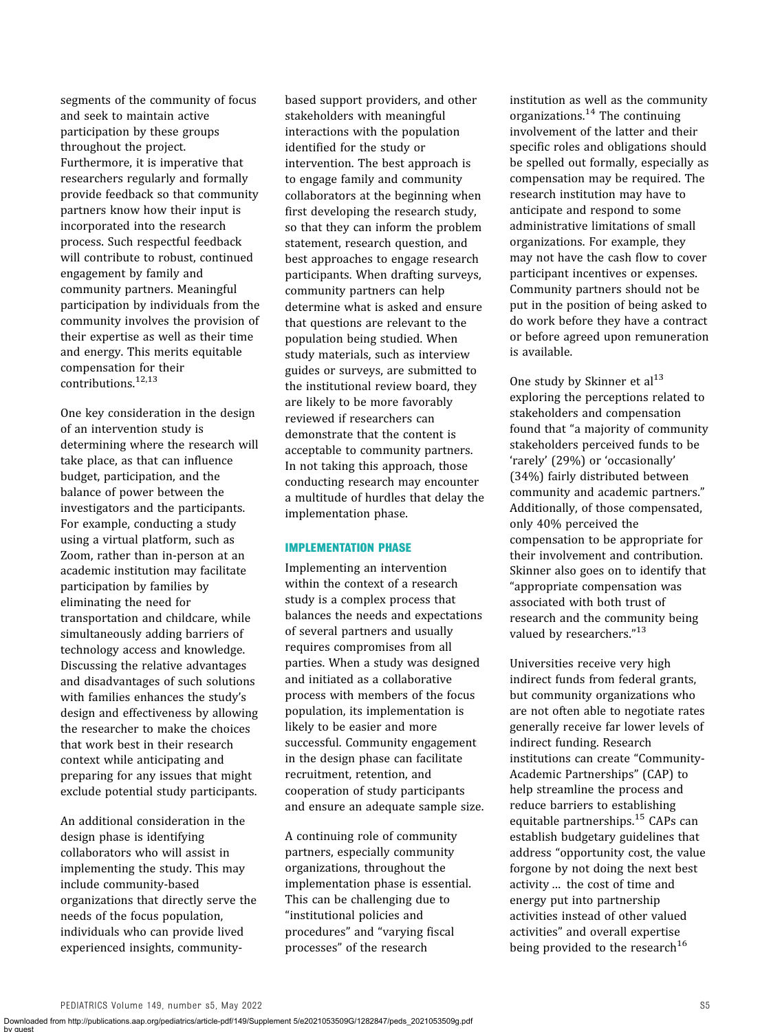segments of the community of focus and seek to maintain active participation by these groups throughout the project. Furthermore, it is imperative that researchers regularly and formally provide feedback so that community partners know how their input is incorporated into the research process. Such respectful feedback will contribute to robust, continued engagement by family and community partners. Meaningful participation by individuals from the community involves the provision of their expertise as well as their time and energy. This merits equitable compensation for their contributions.[12,13]

One key consideration in the design of an intervention study is determining where the research will take place, as that can influence budget, participation, and the balance of power between the investigators and the participants. For example, conducting a study using a virtual platform, such as Zoom, rather than in-person at an academic institution may facilitate participation by families by eliminating the need for transportation and childcare, while simultaneously adding barriers of technology access and knowledge. Discussing the relative advantages and disadvantages of such solutions with families enhances the study's design and effectiveness by allowing the researcher to make the choices that work best in their research context while anticipating and preparing for any issues that might exclude potential study participants.

An additional consideration in the design phase is identifying collaborators who will assist in implementing the study. This may include community-based organizations that directly serve the needs of the focus population, individuals who can provide lived experienced insights, community-based support providers, and other stakeholders with meaningful interactions with the population identified for the study or intervention. The best approach is to engage family and community collaborators at the beginning when first developing the research study, so that they can inform the problem statement, research question, and best approaches to engage research participants. When drafting surveys, community partners can help determine what is asked and ensure that questions are relevant to the population being studied. When study materials, such as interview guides or surveys, are submitted to the institutional review board, they are likely to be more favorably reviewed if researchers can demonstrate that the content is acceptable to community partners. In not taking this approach, those conducting research may encounter a multitude of hurdles that delay the implementation phase.

## IMPLEMENTATION PHASE

Implementing an intervention within the context of a research study is a complex process that balances the needs and expectations of several partners and usually requires compromises from all parties. When a study was designed and initiated as a collaborative process with members of the focus population, its implementation is likely to be easier and more successful. Community engagement in the design phase can facilitate recruitment, retention, and cooperation of study participants and ensure an adequate sample size.

A continuing role of community partners, especially community organizations, throughout the implementation phase is essential. This can be challenging due to "institutional policies and procedures" and "varying fiscal processes" of the research institution as well as the community organizations.[14] The continuing involvement of the latter and their specific roles and obligations should be spelled out formally, especially as compensation may be required. The research institution may have to anticipate and respond to some administrative limitations of small organizations. For example, they may not have the cash flow to cover participant incentives or expenses. Community partners should not be put in the position of being asked to do work before they have a contract or before agreed upon remuneration is available.

One study by Skinner et al[13] exploring the perceptions related to stakeholders and compensation found that "a majority of community stakeholders perceived funds to be 'rarely' (29%) or 'occasionally' (34%) fairly distributed between community and academic partners." Additionally, of those compensated, only 40% perceived the compensation to be appropriate for their involvement and contribution. Skinner also goes on to identify that "appropriate compensation was associated with both trust of research and the community being valued by researchers."[13]

Universities receive very high indirect funds from federal grants, but community organizations who are not often able to negotiate rates generally receive far lower levels of indirect funding. Research institutions can create "Community-Academic Partnerships" (CAP) to help streamline the process and reduce barriers to establishing equitable partnerships.[15] CAPs can establish budgetary guidelines that address "opportunity cost, the value forgone by not doing the next best activity ... the cost of time and energy put into partnership activities instead of other valued activities" and overall expertise being provided to the research[16]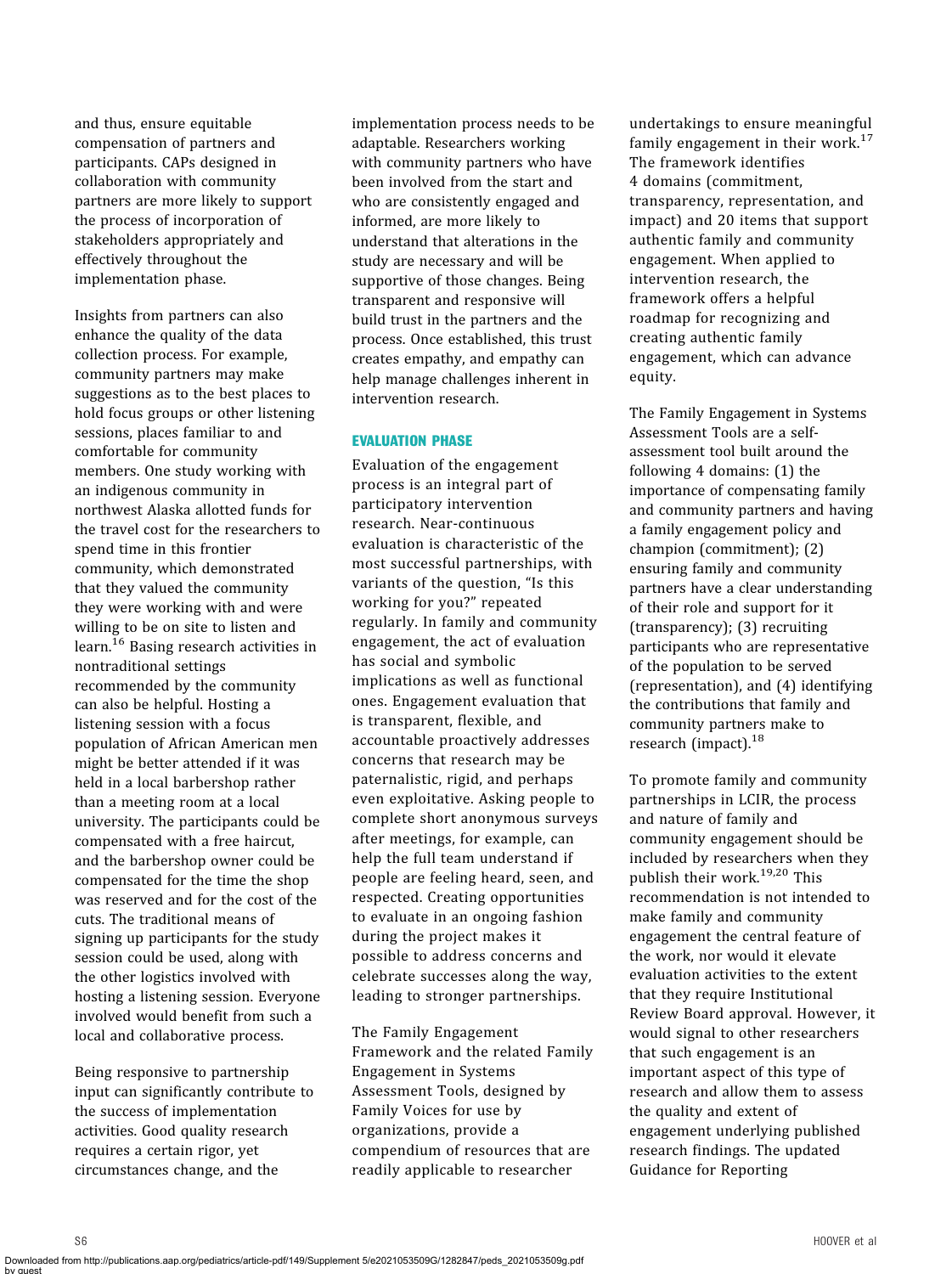and thus, ensure equitable compensation of partners and participants. CAPs designed in collaboration with community partners are more likely to support the process of incorporation of stakeholders appropriately and effectively throughout the implementation phase.

Insights from partners can also enhance the quality of the data collection process. For example, community partners may make suggestions as to the best places to hold focus groups or other listening sessions, places familiar to and comfortable for community members. One study working with an indigenous community in northwest Alaska allotted funds for the travel cost for the researchers to spend time in this frontier community, which demonstrated that they valued the community they were working with and were willing to be on site to listen and learn.[16] Basing research activities in nontraditional settings recommended by the community can also be helpful. Hosting a listening session with a focus population of African American men might be better attended if it was held in a local barbershop rather than a meeting room at a local university. The participants could be compensated with a free haircut, and the barbershop owner could be compensated for the time the shop was reserved and for the cost of the cuts. The traditional means of signing up participants for the study session could be used, along with the other logistics involved with hosting a listening session. Everyone involved would benefit from such a local and collaborative process.

Being responsive to partnership input can significantly contribute to the success of implementation activities. Good quality research requires a certain rigor, yet circumstances change, and the implementation process needs to be adaptable. Researchers working with community partners who have been involved from the start and who are consistently engaged and informed, are more likely to understand that alterations in the study are necessary and will be supportive of those changes. Being transparent and responsive will build trust in the partners and the process. Once established, this trust creates empathy, and empathy can help manage challenges inherent in intervention research.

## EVALUATION PHASE

Evaluation of the engagement process is an integral part of participatory intervention research. Near-continuous evaluation is characteristic of the most successful partnerships, with variants of the question, "Is this working for you?" repeated regularly. In family and community engagement, the act of evaluation has social and symbolic implications as well as functional ones. Engagement evaluation that is transparent, flexible, and accountable proactively addresses concerns that research may be paternalistic, rigid, and perhaps even exploitative. Asking people to complete short anonymous surveys after meetings, for example, can help the full team understand if people are feeling heard, seen, and respected. Creating opportunities to evaluate in an ongoing fashion during the project makes it possible to address concerns and celebrate successes along the way, leading to stronger partnerships.

The Family Engagement Framework and the related Family Engagement in Systems Assessment Tools, designed by Family Voices for use by organizations, provide a compendium of resources that are readily applicable to researcher undertakings to ensure meaningful family engagement in their work.[17] The framework identifies 4 domains (commitment, transparency, representation, and impact) and 20 items that support authentic family and community engagement. When applied to intervention research, the framework offers a helpful roadmap for recognizing and creating authentic family engagement, which can advance equity.

The Family Engagement in Systems Assessment Tools are a self-assessment tool built around the following 4 domains: (1) the importance of compensating family and community partners and having a family engagement policy and champion (commitment); (2) ensuring family and community partners have a clear understanding of their role and support for it (transparency); (3) recruiting participants who are representative of the population to be served (representation), and (4) identifying the contributions that family and community partners make to research (impact).[18]

To promote family and community partnerships in LCIR, the process and nature of family and community engagement should be included by researchers when they publish their work.[19,20] This recommendation is not intended to make family and community engagement the central feature of the work, nor would it elevate evaluation activities to the extent that they require Institutional Review Board approval. However, it would signal to other researchers that such engagement is an important aspect of this type of research and allow them to assess the quality and extent of engagement underlying published research findings. The updated Guidance for Reporting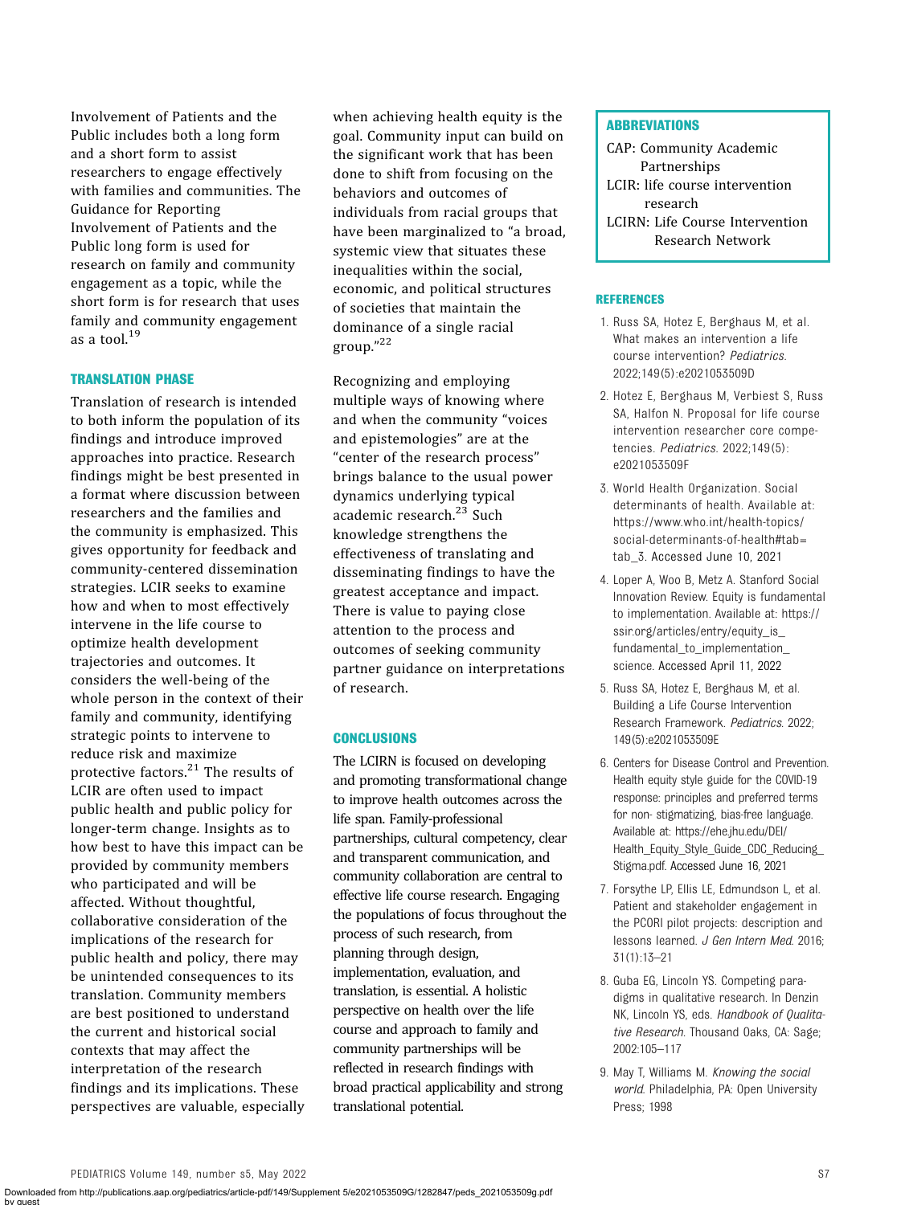Involvement of Patients and the Public includes both a long form and a short form to assist researchers to engage effectively with families and communities. The Guidance for Reporting Involvement of Patients and the Public long form is used for research on family and community engagement as a topic, while the short form is for research that uses family and community engagement as a tool.[19]

## TRANSLATION PHASE

Translation of research is intended to both inform the population of its findings and introduce improved approaches into practice. Research findings might be best presented in a format where discussion between researchers and the families and the community is emphasized. This gives opportunity for feedback and community-centered dissemination strategies. LCIR seeks to examine how and when to most effectively intervene in the life course to optimize health development trajectories and outcomes. It considers the well-being of the whole person in the context of their family and community, identifying strategic points to intervene to reduce risk and maximize protective factors.[21] The results of LCIR are often used to impact public health and public policy for longer-term change. Insights as to how best to have this impact can be provided by community members who participated and will be affected. Without thoughtful, collaborative consideration of the implications of the research for public health and policy, there may be unintended consequences to its translation. Community members are best positioned to understand the current and historical social contexts that may affect the interpretation of the research findings and its implications. These perspectives are valuable, especially when achieving health equity is the goal. Community input can build on the significant work that has been done to shift from focusing on the behaviors and outcomes of individuals from racial groups that have been marginalized to "a broad, systemic view that situates these inequalities within the social, economic, and political structures of societies that maintain the dominance of a single racial group."[22]

Recognizing and employing multiple ways of knowing where and when the community "voices and epistemologies" are at the "center of the research process" brings balance to the usual power dynamics underlying typical academic research.[23] Such knowledge strengthens the effectiveness of translating and disseminating findings to have the greatest acceptance and impact. There is value to paying close attention to the process and outcomes of seeking community partner guidance on interpretations of research.

## CONCLUSIONS

The LCIRN is focused on developing and promoting transformational change to improve health outcomes across the life span. Family-professional partnerships, cultural competency, clear and transparent communication, and community collaboration are central to effective life course research. Engaging the populations of focus throughout the process of such research, from planning through design, implementation, evaluation, and translation, is essential. A holistic perspective on health over the life course and approach to family and community partnerships will be reflected in research findings with broad practical applicability and strong translational potential.

## ABBREVIATIONS

CAP: Community Academic Partnerships
LCIR: life course intervention research
LCIRN: Life Course Intervention Research Network

## REFERENCES

1. Russ SA, Hotez E, Berghaus M, et al. What makes an intervention a life course intervention? *Pediatrics*. 2022;149(5):e2021053509D
2. Hotez E, Berghaus M, Verbiest S, Russ SA, Halfon N. Proposal for life course intervention researcher core competencies. *Pediatrics*. 2022;149(5):e2021053509F
3. World Health Organization. Social determinants of health. Available at: https://www.who.int/health-topics/social-determinants-of-health#tab=tab_3. Accessed June 10, 2021
4. Loper A, Woo B, Metz A. Stanford Social Innovation Review. Equity is fundamental to implementation. Available at: https://ssir.org/articles/entry/equity_is_fundamental_to_implementation_science. Accessed April 11, 2022
5. Russ SA, Hotez E, Berghaus M, et al. Building a Life Course Intervention Research Framework. *Pediatrics*. 2022;149(5):e2021053509E
6. Centers for Disease Control and Prevention. Health equity style guide for the COVID-19 response: principles and preferred terms for non- stigmatizing, bias-free language. Available at: https://ehe.jhu.edu/DEI/Health_Equity_Style_Guide_CDC_Reducing_Stigma.pdf. Accessed June 16, 2021
7. Forsythe LP, Ellis LE, Edmundson L, et al. Patient and stakeholder engagement in the PCORI pilot projects: description and lessons learned. *J Gen Intern Med*. 2016;31(1):13–21
8. Guba EG, Lincoln YS. Competing paradigms in qualitative research. In Denzin NK, Lincoln YS, eds. *Handbook of Qualitative Research*. Thousand Oaks, CA: Sage; 2002:105–117
9. May T, Williams M. *Knowing the social world*. Philadelphia, PA: Open University Press; 1998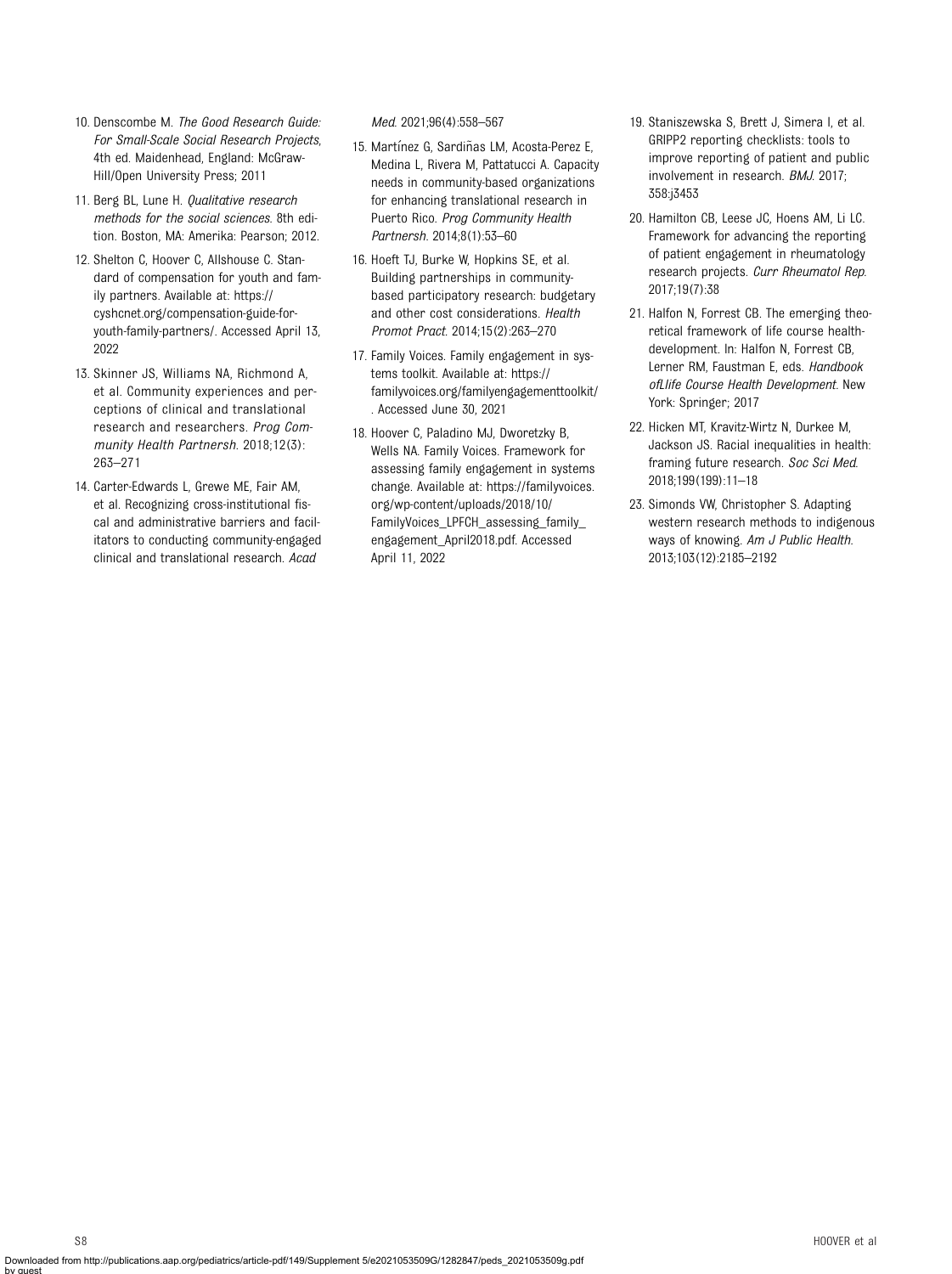10. Denscombe M. *The Good Research Guide: For Small-Scale Social Research Projects*, 4th ed. Maidenhead, England: McGraw-Hill/Open University Press; 2011

11. Berg BL, Lune H. *Qualitative research methods for the social sciences*. 8th edition. Boston, MA: Amerika: Pearson; 2012.

12. Shelton C, Hoover C, Allshouse C. Standard of compensation for youth and family partners. Available at: https://cyshcnet.org/compensation-guide-for-youth-family-partners/. Accessed April 13, 2022

13. Skinner JS, Williams NA, Richmond A, et al. Community experiences and perceptions of clinical and translational research and researchers. *Prog Community Health Partnersh*. 2018;12(3):263–271

14. Carter-Edwards L, Grewe ME, Fair AM, et al. Recognizing cross-institutional fiscal and administrative barriers and facilitators to conducting community-engaged clinical and translational research. *Acad Med*. 2021;96(4):558–567

15. Martínez G, Sardiñas LM, Acosta-Perez E, Medina L, Rivera M, Pattatucci A. Capacity needs in community-based organizations for enhancing translational research in Puerto Rico. *Prog Community Health Partnersh*. 2014;8(1):53–60

16. Hoeft TJ, Burke W, Hopkins SE, et al. Building partnerships in community-based participatory research: budgetary and other cost considerations. *Health Promot Pract*. 2014;15(2):263–270

17. Family Voices. Family engagement in systems toolkit. Available at: https://familyvoices.org/familyengagementtoolkit/. Accessed June 30, 2021

18. Hoover C, Paladino MJ, Dworetzky B, Wells NA. Family Voices. Framework for assessing family engagement in systems change. Available at: https://familyvoices.org/wp-content/uploads/2018/10/FamilyVoices_LPFCH_assessing_family_engagement_April2018.pdf. Accessed April 11, 2022

19. Staniszewska S, Brett J, Simera I, et al. GRIPP2 reporting checklists: tools to improve reporting of patient and public involvement in research. *BMJ*. 2017;358:j3453

20. Hamilton CB, Leese JC, Hoens AM, Li LC. Framework for advancing the reporting of patient engagement in rheumatology research projects. *Curr Rheumatol Rep*. 2017;19(7):38

21. Halfon N, Forrest CB. The emerging theoretical framework of life course health-development. In: Halfon N, Forrest CB, Lerner RM, Faustman E, eds. *Handbook ofLlife Course Health Development*. New York: Springer; 2017

22. Hicken MT, Kravitz-Wirtz N, Durkee M, Jackson JS. Racial inequalities in health: framing future research. *Soc Sci Med*. 2018;199(199):11–18

23. Simonds VW, Christopher S. Adapting western research methods to indigenous ways of knowing. *Am J Public Health*. 2013;103(12):2185–2192